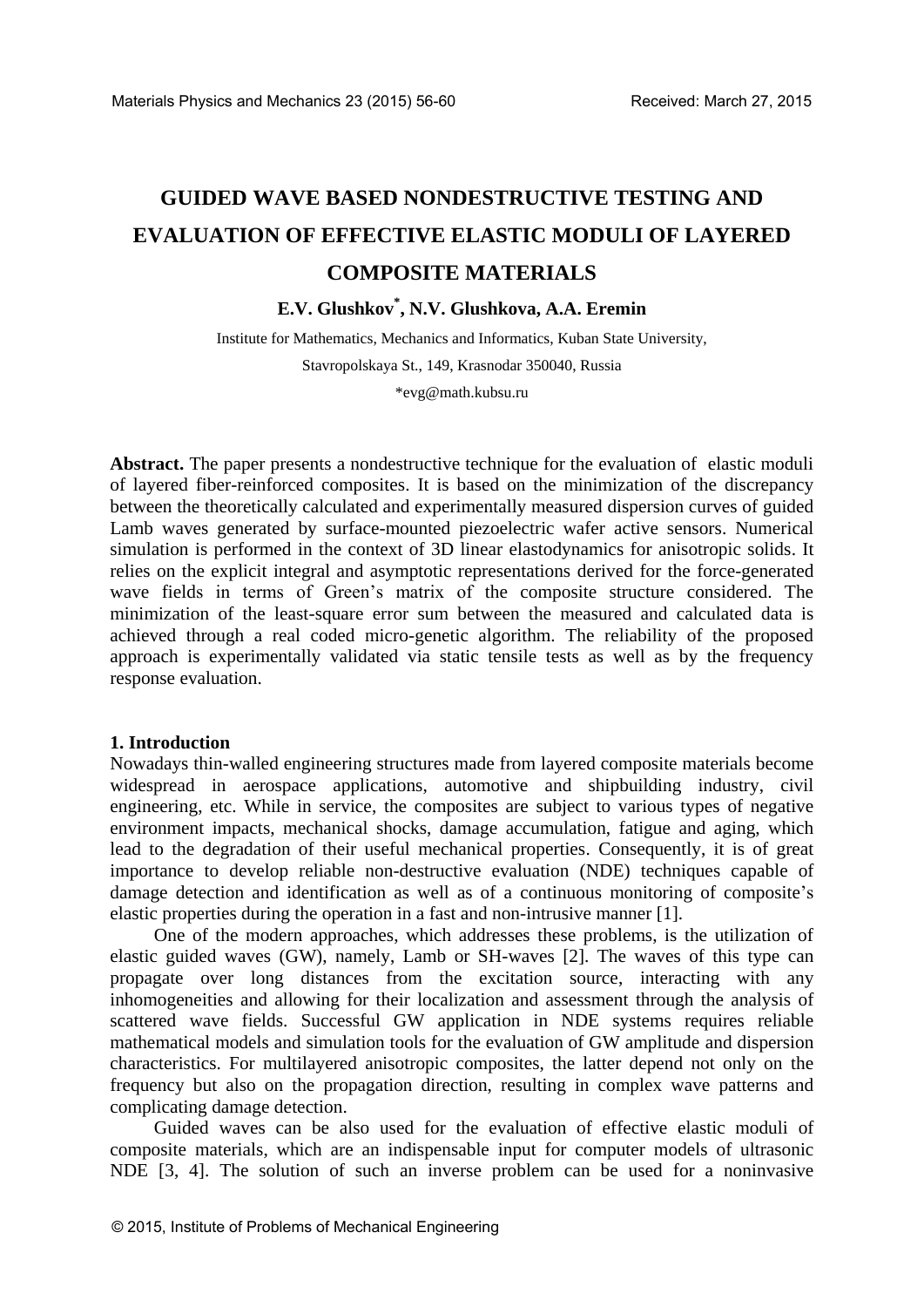# GUIDED WAVE BASED NONDESTRUCTIVE TESTING AND EVALUATION OF EFFECTIVE ELASTIC MODULI OF LAYERED COMPOSITE MATERIALS

**E.V. Glushkov*, N.V. Glushkova, A.A. Eremin**

Institute for Mathematics, Mechanics and Informatics, Kuban State University,

Stavropolskaya St., 149, Krasnodar 350040, Russia

*evg@math.kubsu.ru

**Abstract.** The paper presents a nondestructive technique for the evaluation of elastic moduli of layered fiber-reinforced composites. It is based on the minimization of the discrepancy between the theoretically calculated and experimentally measured dispersion curves of guided Lamb waves generated by surface-mounted piezoelectric wafer active sensors. Numerical simulation is performed in the context of 3D linear elastodynamics for anisotropic solids. It relies on the explicit integral and asymptotic representations derived for the force-generated wave fields in terms of Green's matrix of the composite structure considered. The minimization of the least-square error sum between the measured and calculated data is achieved through a real coded micro-genetic algorithm. The reliability of the proposed approach is experimentally validated via static tensile tests as well as by the frequency response evaluation.

## 1. Introduction

Nowadays thin-walled engineering structures made from layered composite materials become widespread in aerospace applications, automotive and shipbuilding industry, civil engineering, etc. While in service, the composites are subject to various types of negative environment impacts, mechanical shocks, damage accumulation, fatigue and aging, which lead to the degradation of their useful mechanical properties. Consequently, it is of great importance to develop reliable non-destructive evaluation (NDE) techniques capable of damage detection and identification as well as of a continuous monitoring of composite's elastic properties during the operation in a fast and non-intrusive manner [1].

One of the modern approaches, which addresses these problems, is the utilization of elastic guided waves (GW), namely, Lamb or SH-waves [2]. The waves of this type can propagate over long distances from the excitation source, interacting with any inhomogeneities and allowing for their localization and assessment through the analysis of scattered wave fields. Successful GW application in NDE systems requires reliable mathematical models and simulation tools for the evaluation of GW amplitude and dispersion characteristics. For multilayered anisotropic composites, the latter depend not only on the frequency but also on the propagation direction, resulting in complex wave patterns and complicating damage detection.

Guided waves can be also used for the evaluation of effective elastic moduli of composite materials, which are an indispensable input for computer models of ultrasonic NDE [3, 4]. The solution of such an inverse problem can be used for a noninvasive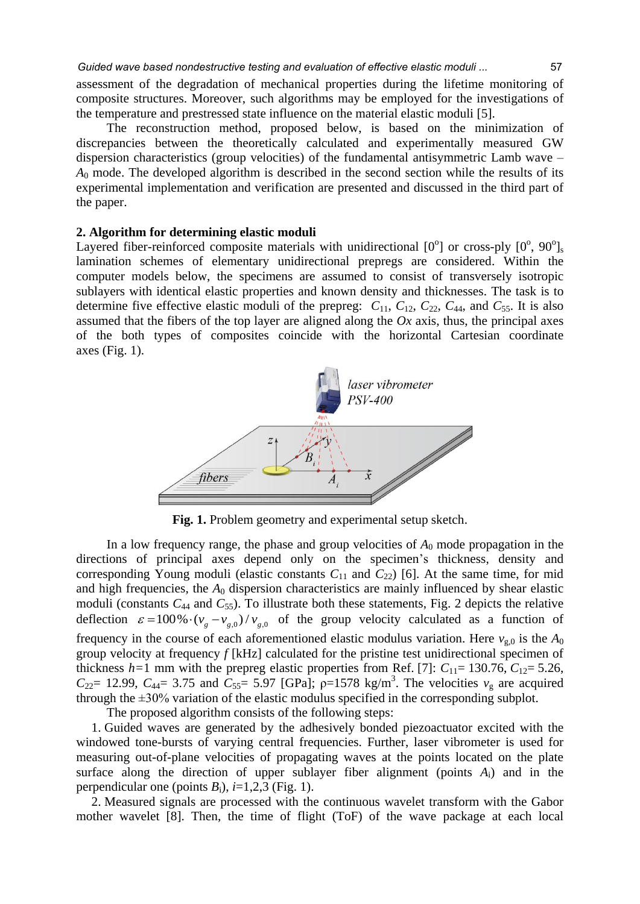assessment of the degradation of mechanical properties during the lifetime monitoring of composite structures. Moreover, such algorithms may be employed for the investigations of the temperature and prestressed state influence on the material elastic moduli [5].

The reconstruction method, proposed below, is based on the minimization of discrepancies between the theoretically calculated and experimentally measured GW dispersion characteristics (group velocities) of the fundamental antisymmetric Lamb wave – $A_0$ mode. The developed algorithm is described in the second section while the results of its experimental implementation and verification are presented and discussed in the third part of the paper.

## 2. Algorithm for determining elastic moduli

Layered fiber-reinforced composite materials with unidirectional [0$^{o}$] or cross-ply [0$^{o}$, 90$^{o}$]$_s$ lamination schemes of elementary unidirectional prepregs are considered. Within the computer models below, the specimens are assumed to consist of transversely isotropic sublayers with identical elastic properties and known density and thicknesses. The task is to determine five effective elastic moduli of the prepreg: $C_{11}$, $C_{12}$, $C_{22}$, $C_{44}$, and $C_{55}$. It is also assumed that the fibers of the top layer are aligned along the $Ox$ axis, thus, the principal axes of the both types of composites coincide with the horizontal Cartesian coordinate axes (Fig. 1).

**Fig. 1.** Problem geometry and experimental setup sketch.

In a low frequency range, the phase and group velocities of $A_0$ mode propagation in the directions of principal axes depend only on the specimen's thickness, density and corresponding Young moduli (elastic constants $C_{11}$ and $C_{22}$) [6]. At the same time, for mid and high frequencies, the $A_0$ dispersion characteristics are mainly influenced by shear elastic moduli (constants $C_{44}$ and $C_{55}$). To illustrate both these statements, Fig. 2 depicts the relative deflection $\varepsilon = 100\% \cdot (v_g - v_{g,0}) / v_{g,0}$ of the group velocity calculated as a function of frequency in the course of each aforementioned elastic modulus variation. Here $v_{g,0}$ is the $A_0$ group velocity at frequency $f$ [kHz] calculated for the pristine test unidirectional specimen of thickness $h$=1 mm with the prepreg elastic properties from Ref. [7]: $C_{11}$= 130.76, $C_{12}$= 5.26, $C_{22}$= 12.99, $C_{44}$= 3.75 and $C_{55}$= 5.97 [GPa]; $\rho$=1578 kg/m$^3$. The velocities $v_g$ are acquired through the ±30% variation of the elastic modulus specified in the corresponding subplot.

The proposed algorithm consists of the following steps:

1. Guided waves are generated by the adhesively bonded piezoactuator excited with the windowed tone-bursts of varying central frequencies. Further, laser vibrometer is used for measuring out-of-plane velocities of propagating waves at the points located on the plate surface along the direction of upper sublayer fiber alignment (points $A_i$) and in the perpendicular one (points $B_i$), $i$=1,2,3 (Fig. 1).

2. Measured signals are processed with the continuous wavelet transform with the Gabor mother wavelet [8]. Then, the time of flight (ToF) of the wave package at each local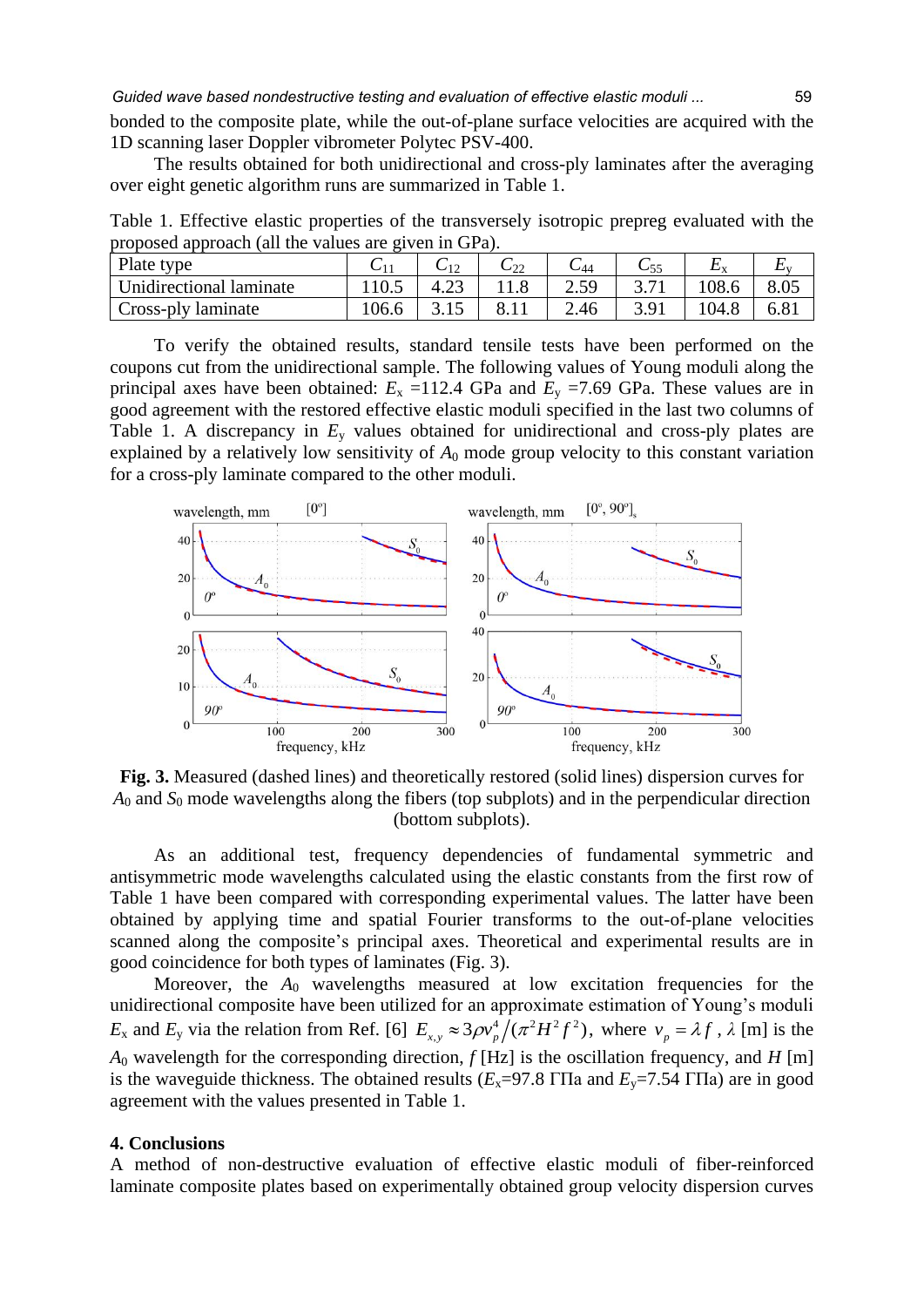bonded to the composite plate, while the out-of-plane surface velocities are acquired with the 1D scanning laser Doppler vibrometer Polytec PSV-400.

The results obtained for both unidirectional and cross-ply laminates after the averaging over eight genetic algorithm runs are summarized in Table 1.

Table 1. Effective elastic properties of the transversely isotropic prepreg evaluated with the proposed approach (all the values are given in GPa).

| Plate type | $C_{11}$ | $C_{12}$ | $C_{22}$ | $C_{44}$ | $C_{55}$ | $E_x$ | $E_y$ |
|---|---|---|---|---|---|---|---|
| Unidirectional laminate | 110.5 | 4.23 | 11.8 | 2.59 | 3.71 | 108.6 | 8.05 |
| Cross-ply laminate | 106.6 | 3.15 | 8.11 | 2.46 | 3.91 | 104.8 | 6.81 |

To verify the obtained results, standard tensile tests have been performed on the coupons cut from the unidirectional sample. The following values of Young moduli along the principal axes have been obtained: $E_x$ =112.4 GPa and $E_y$ =7.69 GPa. These values are in good agreement with the restored effective elastic moduli specified in the last two columns of Table 1. A discrepancy in $E_y$ values obtained for unidirectional and cross-ply plates are explained by a relatively low sensitivity of $A_0$ mode group velocity to this constant variation for a cross-ply laminate compared to the other moduli.

**Fig. 3.** Measured (dashed lines) and theoretically restored (solid lines) dispersion curves for $A_0$ and $S_0$ mode wavelengths along the fibers (top subplots) and in the perpendicular direction (bottom subplots).

As an additional test, frequency dependencies of fundamental symmetric and antisymmetric mode wavelengths calculated using the elastic constants from the first row of Table 1 have been compared with corresponding experimental values. The latter have been obtained by applying time and spatial Fourier transforms to the out-of-plane velocities scanned along the composite's principal axes. Theoretical and experimental results are in good coincidence for both types of laminates (Fig. 3).

Moreover, the $A_0$ wavelengths measured at low excitation frequencies for the unidirectional composite have been utilized for an approximate estimation of Young's moduli $E_x$ and $E_y$ via the relation from Ref. [6] $E_{x,y} \approx 3\rho v_p^4 / (\pi^2 H^2 f^2)$, where $v_p = \lambda f$, $\lambda$ [m] is the $A_0$ wavelength for the corresponding direction, $f$ [Hz] is the oscillation frequency, and $H$ [m] is the waveguide thickness. The obtained results ($E_x$=97.8 ГПа and $E_y$=7.54 ГПа) are in good agreement with the values presented in Table 1.

## 4. Conclusions

A method of non-destructive evaluation of effective elastic moduli of fiber-reinforced laminate composite plates based on experimentally obtained group velocity dispersion curves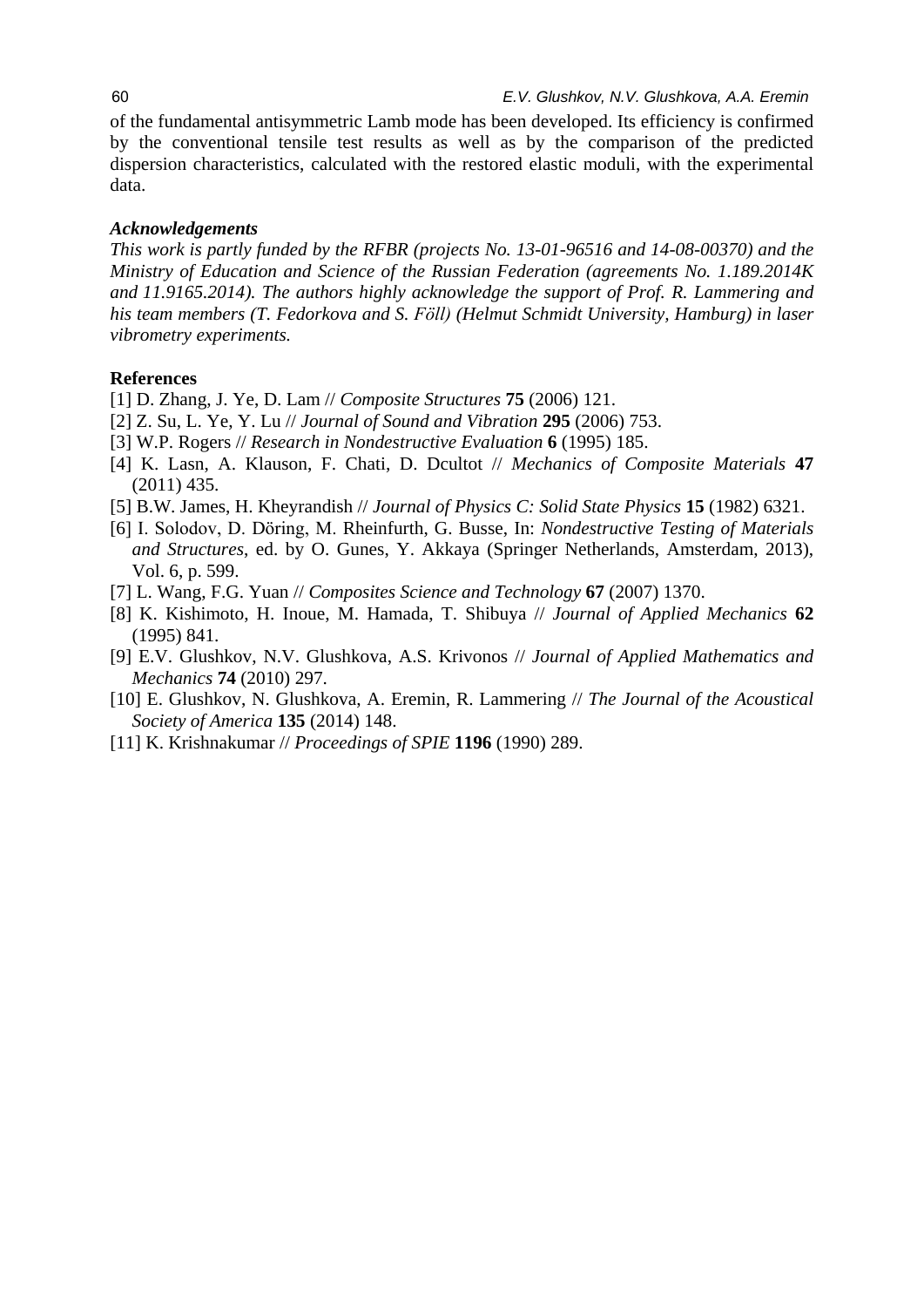of the fundamental antisymmetric Lamb mode has been developed. Its efficiency is confirmed by the conventional tensile test results as well as by the comparison of the predicted dispersion characteristics, calculated with the restored elastic moduli, with the experimental data.

***Acknowledgements***

*This work is partly funded by the RFBR (projects No. 13-01-96516 and 14-08-00370) and the Ministry of Education and Science of the Russian Federation (agreements No. 1.189.2014K and 11.9165.2014). The authors highly acknowledge the support of Prof. R. Lammering and his team members (T. Fedorkova and S. Föll) (Helmut Schmidt University, Hamburg) in laser vibrometry experiments.*

**References**

[1] D. Zhang, J. Ye, D. Lam // *Composite Structures* **75** (2006) 121.

[2] Z. Su, L. Ye, Y. Lu // *Journal of Sound and Vibration* **295** (2006) 753.

[3] W.P. Rogers // *Research in Nondestructive Evaluation* **6** (1995) 185.

[4] K. Lasn, A. Klauson, F. Chati, D. Dcultot // *Mechanics of Composite Materials* **47** (2011) 435.

[5] B.W. James, H. Kheyrandish // *Journal of Physics C: Solid State Physics* **15** (1982) 6321.

[6] I. Solodov, D. Döring, M. Rheinfurth, G. Busse, In: *Nondestructive Testing of Materials and Structures*, ed. by O. Gunes, Y. Akkaya (Springer Netherlands, Amsterdam, 2013), Vol. 6, p. 599.

[7] L. Wang, F.G. Yuan // *Composites Science and Technology* **67** (2007) 1370.

[8] K. Kishimoto, H. Inoue, M. Hamada, T. Shibuya // *Journal of Applied Mechanics* **62** (1995) 841.

[9] E.V. Glushkov, N.V. Glushkova, A.S. Krivonos // *Journal of Applied Mathematics and Mechanics* **74** (2010) 297.

[10] E. Glushkov, N. Glushkova, A. Eremin, R. Lammering // *The Journal of the Acoustical Society of America* **135** (2014) 148.

[11] K. Krishnakumar // *Proceedings of SPIE* **1196** (1990) 289.